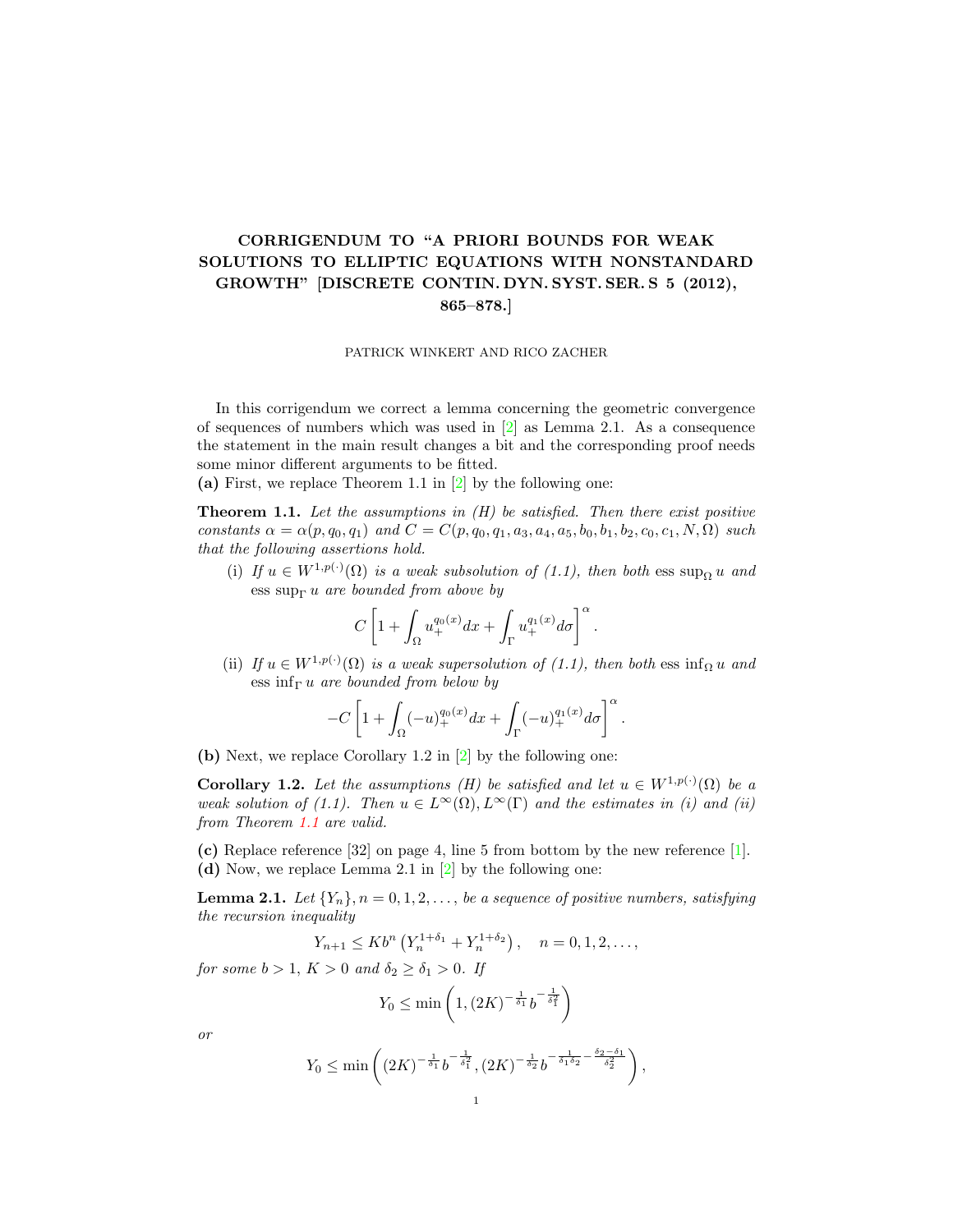# CORRIGENDUM TO “A PRIORI BOUNDS FOR WEAK SOLUTIONS TO ELLIPTIC EQUATIONS WITH NONSTANDARD GROWTH” [DISCRETE CONTIN. DYN. SYST. SER. S 5 (2012), 865–878.]

PATRICK WINKERT AND RICO ZACHER

In this corrigendum we correct a lemma concerning the geometric convergence of sequences of numbers which was used in [2] as Lemma 2.1. As a consequence the statement in the main result changes a bit and the corresponding proof needs some minor different arguments to be fitted.

**(a)** First, we replace Theorem 1.1 in [2] by the following one:

**Theorem 1.1.** *Let the assumptions in (H) be satisfied. Then there exist positive constants $\alpha = \alpha(p, q_0, q_1)$ and $C = C(p, q_0, q_1, a_3, a_4, a_5, b_0, b_1, b_2, c_0, c_1, N, \Omega)$ such that the following assertions hold.*

(i) *If $u \in W^{1,p(\cdot)}(\Omega)$ is a weak subsolution of (1.1), then both $\operatorname{ess\,sup}_\Omega u$ and $\operatorname{ess\,sup}_\Gamma u$ are bounded from above by*

$$C\left[1 + \int_\Omega u_+^{q_0(x)} dx + \int_\Gamma u_+^{q_1(x)} d\sigma\right]^\alpha.$$

(ii) *If $u \in W^{1,p(\cdot)}(\Omega)$ is a weak supersolution of (1.1), then both $\operatorname{ess\,inf}_\Omega u$ and $\operatorname{ess\,inf}_\Gamma u$ are bounded from below by*

$$-C\left[1 + \int_\Omega (-u)_+^{q_0(x)} dx + \int_\Gamma (-u)_+^{q_1(x)} d\sigma\right]^\alpha.$$

**(b)** Next, we replace Corollary 1.2 in [2] by the following one:

**Corollary 1.2.** *Let the assumptions (H) be satisfied and let $u \in W^{1,p(\cdot)}(\Omega)$ be a weak solution of (1.1). Then $u \in L^\infty(\Omega), L^\infty(\Gamma)$ and the estimates in (i) and (ii) from Theorem 1.1 are valid.*

**(c)** Replace reference [32] on page 4, line 5 from bottom by the new reference [1].

**(d)** Now, we replace Lemma 2.1 in [2] by the following one:

**Lemma 2.1.** *Let $\{Y_n\}, n = 0, 1, 2, \ldots,$ be a sequence of positive numbers, satisfying the recursion inequality*

$$Y_{n+1} \leq K b^n \left(Y_n^{1+\delta_1} + Y_n^{1+\delta_2}\right), \quad n = 0, 1, 2, \ldots,$$

*for some $b > 1$, $K > 0$ and $\delta_2 \geq \delta_1 > 0$. If*

$$Y_0 \leq \min\left(1, (2K)^{-\frac{1}{\delta_1}} b^{-\frac{1}{\delta_1^2}}\right)$$

*or*

$$Y_0 \leq \min\left((2K)^{-\frac{1}{\delta_1}} b^{-\frac{1}{\delta_1^2}}, (2K)^{-\frac{1}{\delta_2}} b^{-\frac{1}{\delta_1 \delta_2} - \frac{\delta_2 - \delta_1}{\delta_2^2}}\right),$$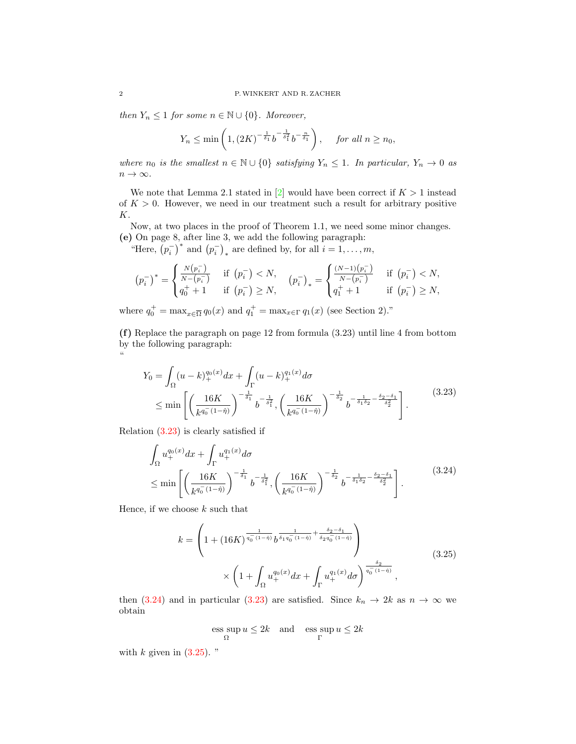*then* $Y_n \leq 1$ *for some* $n \in \mathbb{N} \cup \{0\}$*. Moreover,*

$$Y_n \leq \min\left(1, (2K)^{-\frac{1}{\delta_1}} b^{-\frac{1}{\delta_1^2}} b^{-\frac{n}{\delta_1}}\right), \quad \text{for all } n \geq n_0,$$

*where* $n_0$ *is the smallest* $n \in \mathbb{N} \cup \{0\}$ *satisfying* $Y_n \leq 1$*. In particular,* $Y_n \to 0$ *as* $n \to \infty$*.*

We note that Lemma 2.1 stated in [2] would have been correct if $K > 1$ instead of $K > 0$. However, we need in our treatment such a result for arbitrary positive $K$.

Now, at two places in the proof of Theorem 1.1, we need some minor changes.

**(e)** On page 8, after line 3, we add the following paragraph:

"Here, $\left(p_i^-\right)^*$ and $\left(p_i^-\right)_*$ are defined by, for all $i = 1, \ldots, m$,

$$\left(p_i^-\right)^* = \begin{cases} \frac{N\left(p_i^-\right)}{N-\left(p_i^-\right)} & \text{if } \left(p_i^-\right) < N, \\ q_0^+ + 1 & \text{if } \left(p_i^-\right) \geq N, \end{cases} \qquad \left(p_i^-\right)_* = \begin{cases} \frac{(N-1)\left(p_i^-\right)}{N-\left(p_i^-\right)} & \text{if } \left(p_i^-\right) < N, \\ q_1^+ + 1 & \text{if } \left(p_i^-\right) \geq N, \end{cases}$$

where $q_0^+ = \max_{x \in \overline{\Omega}} q_0(x)$ and $q_1^+ = \max_{x \in \Gamma} q_1(x)$ (see Section 2)."

**(f)** Replace the paragraph on page 12 from formula (3.23) until line 4 from bottom by the following paragraph:

"

$$\begin{aligned} Y_0 &= \int_\Omega (u-k)_+^{q_0(x)} dx + \int_\Gamma (u-k)_+^{q_1(x)} d\sigma \\ &\leq \min\left[\left(\frac{16K}{k^{q_0^-(1-\hat{\eta})}}\right)^{-\frac{1}{\delta_1}} b^{-\frac{1}{\delta_1^2}}, \left(\frac{16K}{k^{q_0^-(1-\hat{\eta})}}\right)^{-\frac{1}{\delta_2}} b^{-\frac{1}{\delta_1 \delta_2} - \frac{\delta_2 - \delta_1}{\delta_2^2}}\right]. \end{aligned} \tag{3.23}$$

Relation (3.23) is clearly satisfied if

$$\begin{aligned} &\int_\Omega u_+^{q_0(x)} dx + \int_\Gamma u_+^{q_1(x)} d\sigma \\ &\leq \min\left[\left(\frac{16K}{k^{q_0^-(1-\hat{\eta})}}\right)^{-\frac{1}{\delta_1}} b^{-\frac{1}{\delta_1^2}}, \left(\frac{16K}{k^{q_0^-(1-\hat{\eta})}}\right)^{-\frac{1}{\delta_2}} b^{-\frac{1}{\delta_1 \delta_2} - \frac{\delta_2 - \delta_1}{\delta_2^2}}\right]. \end{aligned} \tag{3.24}$$

Hence, if we choose $k$ such that

$$\begin{aligned} k = &\left(1 + (16K)^{\frac{1}{q_0^-(1-\hat{\eta})}} b^{\frac{1}{\delta_1 q_0^-(1-\hat{\eta})} + \frac{\delta_2 - \delta_1}{\delta_2 q_0^-(1-\hat{\eta})}}\right) \\ &\times \left(1 + \int_\Omega u_+^{q_0(x)} dx + \int_\Gamma u_+^{q_1(x)} d\sigma\right)^{\frac{\delta_2}{q_0^-(1-\hat{\eta})}}, \end{aligned} \tag{3.25}$$

then (3.24) and in particular (3.23) are satisfied. Since $k_n \to 2k$ as $n \to \infty$ we obtain

$$\operatorname*{ess\,sup}_\Omega u \leq 2k \quad \text{and} \quad \operatorname*{ess\,sup}_\Gamma u \leq 2k$$

with $k$ given in (3.25). "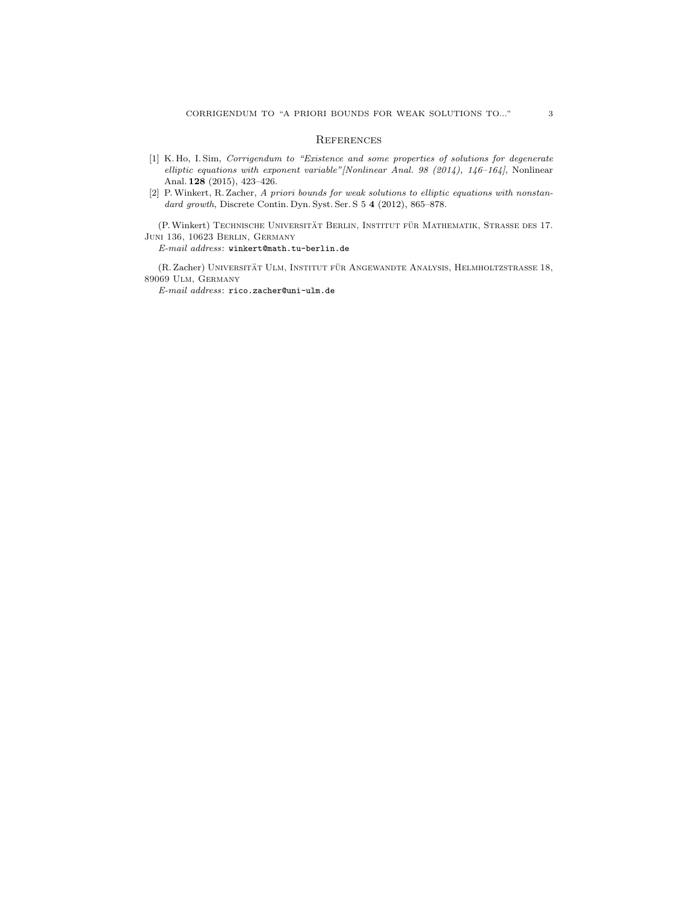## References

[1] K. Ho, I. Sim, *Corrigendum to "Existence and some properties of solutions for degenerate elliptic equations with exponent variable"[Nonlinear Anal. 98 (2014), 146–164]*, Nonlinear Anal. **128** (2015), 423–426.

[2] P. Winkert, R. Zacher, *A priori bounds for weak solutions to elliptic equations with nonstandard growth*, Discrete Contin. Dyn. Syst. Ser. S 5 **4** (2012), 865–878.

(P. Winkert) Technische Universität Berlin, Institut für Mathematik, Strasse des 17. Juni 136, 10623 Berlin, Germany

*E-mail address*: winkert@math.tu-berlin.de

(R. Zacher) Universität Ulm, Institut für Angewandte Analysis, Helmholtzstrasse 18, 89069 Ulm, Germany

*E-mail address*: rico.zacher@uni-ulm.de